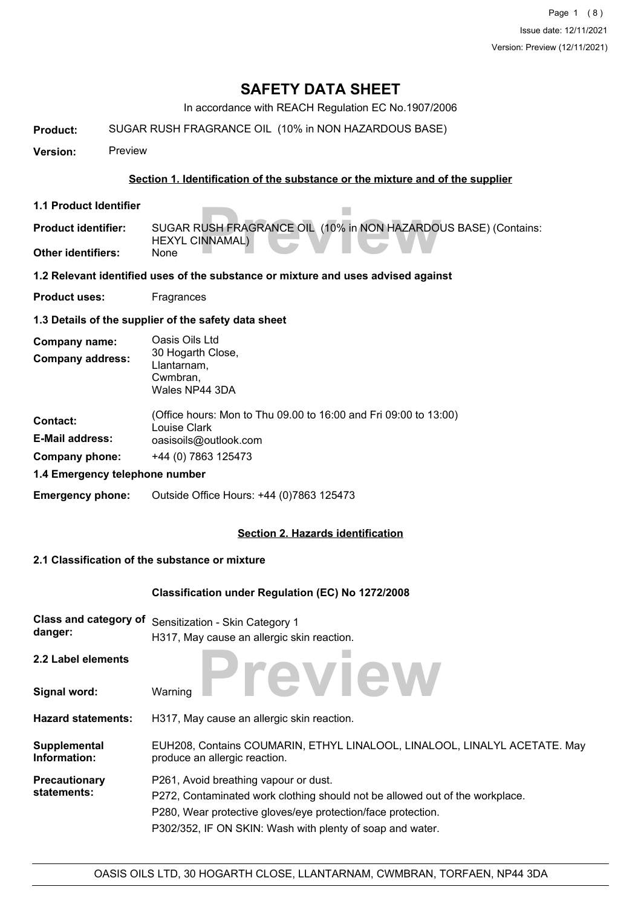# SAFETY DATA SHEET

In accordance with REACH Regulation EC No.1907/2006

**Product:** SUGAR RUSH FRAGRANCE OIL (10% in NON HAZARDOUS BASE)

**Version:** Preview

## Section 1. Identification of the substance or the mixture and of the supplier

### 1.1 Product Identifier

**Product identifier:** SUGAR RUSH FRAGRANCE OIL (10% in NON HAZARDOUS BASE) (Contains: HEXYL CINNAMAL)

**Other identifiers:** None

### 1.2 Relevant identified uses of the substance or mixture and uses advised against

**Product uses:** Fragrances

### 1.3 Details of the supplier of the safety data sheet

**Company name:** Oasis Oils Ltd

**Company address:** 30 Hogarth Close,
Llantarnam,
Cwmbran,
Wales NP44 3DA

**Contact:** (Office hours: Mon to Thu 09.00 to 16:00 and Fri 09:00 to 13:00)
Louise Clark

**E-Mail address:** oasisoils@outlook.com

**Company phone:** +44 (0) 7863 125473

### 1.4 Emergency telephone number

**Emergency phone:** Outside Office Hours: +44 (0)7863 125473

## Section 2. Hazards identification

### 2.1 Classification of the substance or mixture

**Classification under Regulation (EC) No 1272/2008**

**Class and category of danger:** Sensitization - Skin Category 1
H317, May cause an allergic skin reaction.

### 2.2 Label elements

**Signal word:** Warning

**Hazard statements:** H317, May cause an allergic skin reaction.

**Supplemental Information:** EUH208, Contains COUMARIN, ETHYL LINALOOL, LINALOOL, LINALYL ACETATE. May produce an allergic reaction.

**Precautionary statements:**
P261, Avoid breathing vapour or dust.
P272, Contaminated work clothing should not be allowed out of the workplace.
P280, Wear protective gloves/eye protection/face protection.
P302/352, IF ON SKIN: Wash with plenty of soap and water.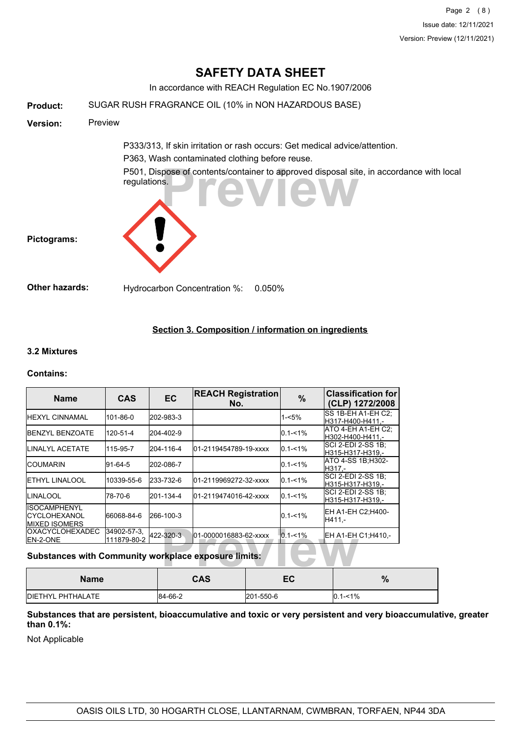# SAFETY DATA SHEET

In accordance with REACH Regulation EC No.1907/2006

**Product:** SUGAR RUSH FRAGRANCE OIL (10% in NON HAZARDOUS BASE)

**Version:** Preview

P333/313, If skin irritation or rash occurs: Get medical advice/attention.

P363, Wash contaminated clothing before reuse.

P501, Dispose of contents/container to approved disposal site, in accordance with local regulations.

**Pictograms:**

**Other hazards:** Hydrocarbon Concentration %: 0.050%

## Section 3. Composition / information on ingredients

### 3.2 Mixtures

**Contains:**

| Name | CAS | EC | REACH Registration No. | % | Classification for (CLP) 1272/2008 |
|---|---|---|---|---|---|
| HEXYL CINNAMAL | 101-86-0 | 202-983-3 | | 1-<5% | SS 1B-EH A1-EH C2;H317-H400-H411,- |
| BENZYL BENZOATE | 120-51-4 | 204-402-9 | | 0.1-<1% | ATO 4-EH A1-EH C2;H302-H400-H411,- |
| LINALYL ACETATE | 115-95-7 | 204-116-4 | 01-2119454789-19-xxxx | 0.1-<1% | SCI 2-EDI 2-SS 1B;H315-H317-H319,- |
| COUMARIN | 91-64-5 | 202-086-7 | | 0.1-<1% | ATO 4-SS 1B;H302-H317,- |
| ETHYL LINALOOL | 10339-55-6 | 233-732-6 | 01-2119969272-32-xxxx | 0.1-<1% | SCI 2-EDI 2-SS 1B;H315-H317-H319,- |
| LINALOOL | 78-70-6 | 201-134-4 | 01-2119474016-42-xxxx | 0.1-<1% | SCI 2-EDI 2-SS 1B;H315-H317-H319,- |
| ISOCAMPHENYL CYCLOHEXANOL MIXED ISOMERS | 66068-84-6 | 266-100-3 | | 0.1-<1% | EH A1-EH C2;H400-H411,- |
| OXACYCLOHEXADECEN-2-ONE | 34902-57-3, 111879-80-2 | 422-320-3 | 01-0000016883-62-xxxx | 0.1-<1% | EH A1-EH C1;H410,- |

**Substances with Community workplace exposure limits:**

| Name | CAS | EC | % |
|---|---|---|---|
| DIETHYL PHTHALATE | 84-66-2 | 201-550-6 | 0.1-<1% |

**Substances that are persistent, bioaccumulative and toxic or very persistent and very bioaccumulative, greater than 0.1%:**

Not Applicable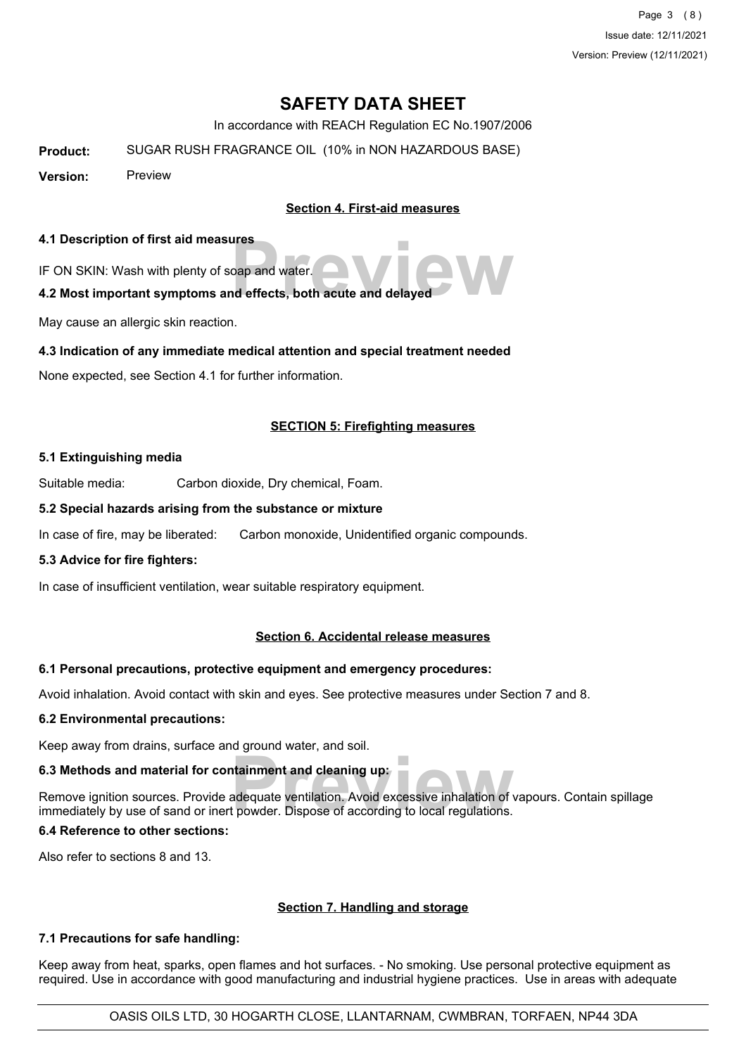# SAFETY DATA SHEET

In accordance with REACH Regulation EC No.1907/2006

**Product:** SUGAR RUSH FRAGRANCE OIL (10% in NON HAZARDOUS BASE)

**Version:** Preview

## Section 4. First-aid measures

### 4.1 Description of first aid measures

IF ON SKIN: Wash with plenty of soap and water.

### 4.2 Most important symptoms and effects, both acute and delayed

May cause an allergic skin reaction.

### 4.3 Indication of any immediate medical attention and special treatment needed

None expected, see Section 4.1 for further information.

## SECTION 5: Firefighting measures

### 5.1 Extinguishing media

Suitable media: Carbon dioxide, Dry chemical, Foam.

### 5.2 Special hazards arising from the substance or mixture

In case of fire, may be liberated: Carbon monoxide, Unidentified organic compounds.

### 5.3 Advice for fire fighters:

In case of insufficient ventilation, wear suitable respiratory equipment.

## Section 6. Accidental release measures

### 6.1 Personal precautions, protective equipment and emergency procedures:

Avoid inhalation. Avoid contact with skin and eyes. See protective measures under Section 7 and 8.

### 6.2 Environmental precautions:

Keep away from drains, surface and ground water, and soil.

### 6.3 Methods and material for containment and cleaning up:

Remove ignition sources. Provide adequate ventilation. Avoid excessive inhalation of vapours. Contain spillage immediately by use of sand or inert powder. Dispose of according to local regulations.

### 6.4 Reference to other sections:

Also refer to sections 8 and 13.

## Section 7. Handling and storage

### 7.1 Precautions for safe handling:

Keep away from heat, sparks, open flames and hot surfaces. - No smoking. Use personal protective equipment as required. Use in accordance with good manufacturing and industrial hygiene practices. Use in areas with adequate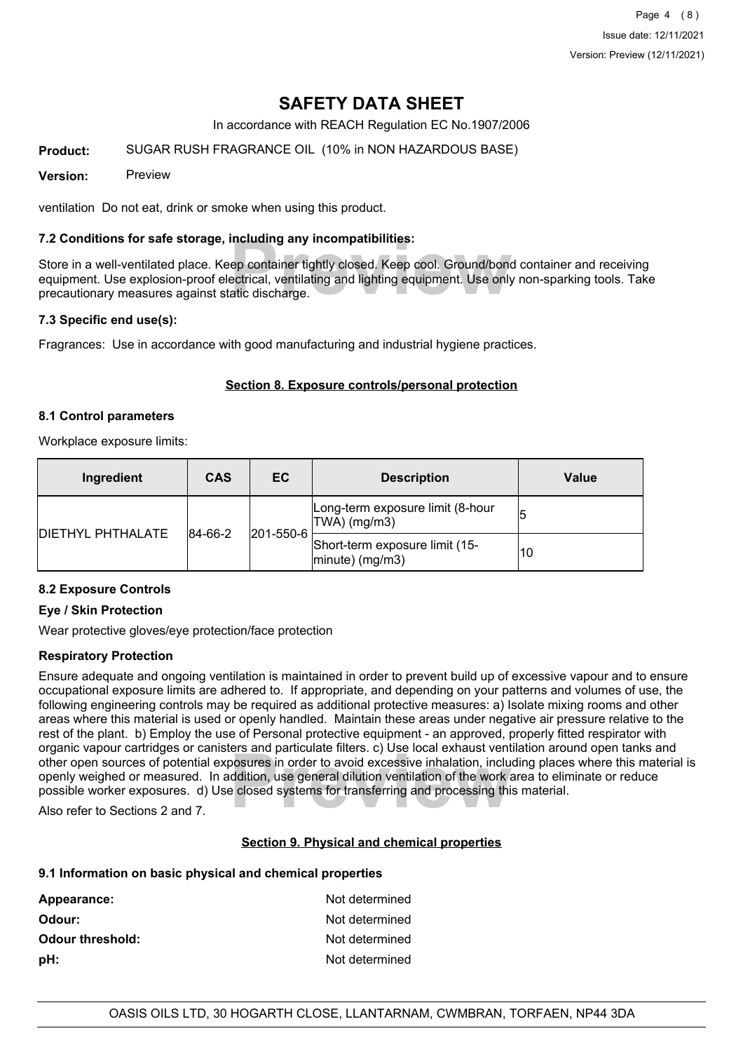ventilation Do not eat, drink or smoke when using this product.

### 7.2 Conditions for safe storage, including any incompatibilities:

Store in a well-ventilated place. Keep container tightly closed. Keep cool. Ground/bond container and receiving equipment. Use explosion-proof electrical, ventilating and lighting equipment. Use only non-sparking tools. Take precautionary measures against static discharge.

### 7.3 Specific end use(s):

Fragrances: Use in accordance with good manufacturing and industrial hygiene practices.

## Section 8. Exposure controls/personal protection

### 8.1 Control parameters

Workplace exposure limits:

| Ingredient | CAS | EC | Description | Value |
|---|---|---|---|---|
| DIETHYL PHTHALATE | 84-66-2 | 201-550-6 | Long-term exposure limit (8-hour TWA) (mg/m3) | 5 |
| | | | Short-term exposure limit (15-minute) (mg/m3) | 10 |

### 8.2 Exposure Controls

**Eye / Skin Protection**

Wear protective gloves/eye protection/face protection

**Respiratory Protection**

Ensure adequate and ongoing ventilation is maintained in order to prevent build up of excessive vapour and to ensure occupational exposure limits are adhered to. If appropriate, and depending on your patterns and volumes of use, the following engineering controls may be required as additional protective measures: a) Isolate mixing rooms and other areas where this material is used or openly handled. Maintain these areas under negative air pressure relative to the rest of the plant. b) Employ the use of Personal protective equipment - an approved, properly fitted respirator with organic vapour cartridges or canisters and particulate filters. c) Use local exhaust ventilation around open tanks and other open sources of potential exposures in order to avoid excessive inhalation, including places where this material is openly weighed or measured. In addition, use general dilution ventilation of the work area to eliminate or reduce possible worker exposures. d) Use closed systems for transferring and processing this material.

Also refer to Sections 2 and 7.

## Section 9. Physical and chemical properties

### 9.1 Information on basic physical and chemical properties

| | |
|---|---|
| **Appearance:** | Not determined |
| **Odour:** | Not determined |
| **Odour threshold:** | Not determined |
| **pH:** | Not determined |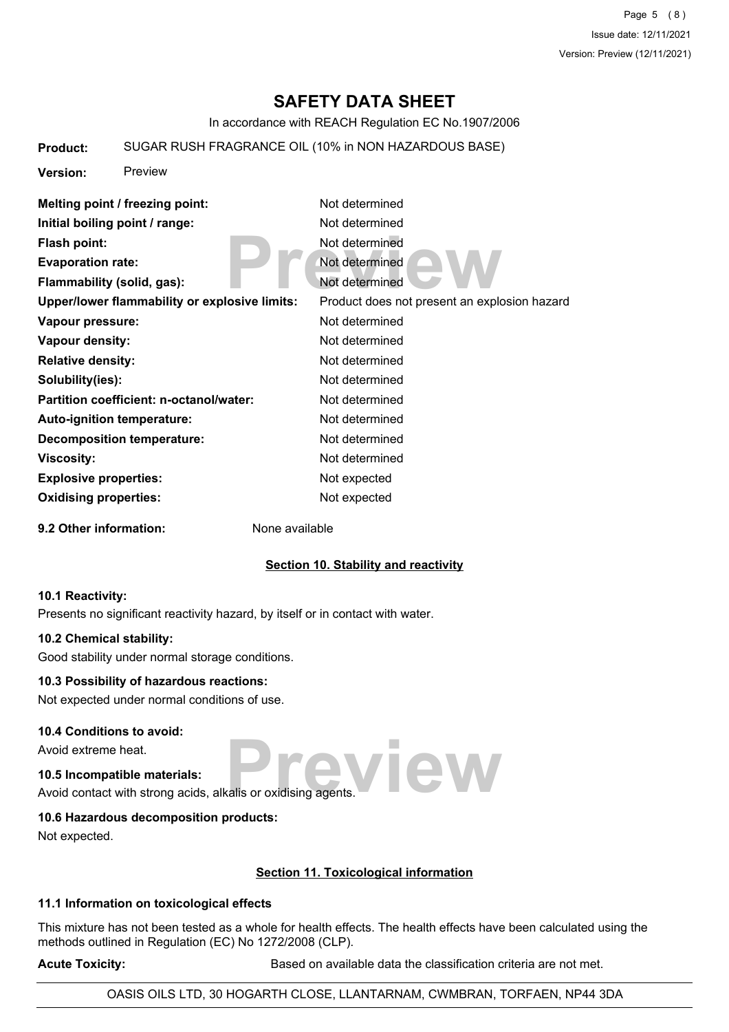# SAFETY DATA SHEET

In accordance with REACH Regulation EC No.1907/2006

**Product:** SUGAR RUSH FRAGRANCE OIL (10% in NON HAZARDOUS BASE)

**Version:** Preview

| | |
|---|---|
| **Melting point / freezing point:** | Not determined |
| **Initial boiling point / range:** | Not determined |
| **Flash point:** | Not determined |
| **Evaporation rate:** | Not determined |
| **Flammability (solid, gas):** | Not determined |
| **Upper/lower flammability or explosive limits:** | Product does not present an explosion hazard |
| **Vapour pressure:** | Not determined |
| **Vapour density:** | Not determined |
| **Relative density:** | Not determined |
| **Solubility(ies):** | Not determined |
| **Partition coefficient: n-octanol/water:** | Not determined |
| **Auto-ignition temperature:** | Not determined |
| **Decomposition temperature:** | Not determined |
| **Viscosity:** | Not determined |
| **Explosive properties:** | Not expected |
| **Oxidising properties:** | Not expected |

**9.2 Other information:** None available

## Section 10. Stability and reactivity

### 10.1 Reactivity:

Presents no significant reactivity hazard, by itself or in contact with water.

### 10.2 Chemical stability:

Good stability under normal storage conditions.

### 10.3 Possibility of hazardous reactions:

Not expected under normal conditions of use.

### 10.4 Conditions to avoid:

Avoid extreme heat.

### 10.5 Incompatible materials:

Avoid contact with strong acids, alkalis or oxidising agents.

### 10.6 Hazardous decomposition products:

Not expected.

## Section 11. Toxicological information

### 11.1 Information on toxicological effects

This mixture has not been tested as a whole for health effects. The health effects have been calculated using the methods outlined in Regulation (EC) No 1272/2008 (CLP).

**Acute Toxicity:** Based on available data the classification criteria are not met.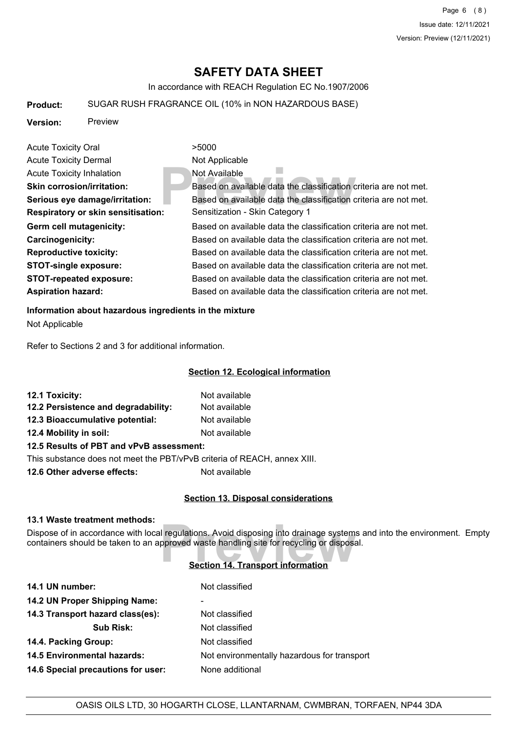# SAFETY DATA SHEET

In accordance with REACH Regulation EC No.1907/2006

**Product:** SUGAR RUSH FRAGRANCE OIL (10% in NON HAZARDOUS BASE)

**Version:** Preview

| | |
|---|---|
| Acute Toxicity Oral | >5000 |
| Acute Toxicity Dermal | Not Applicable |
| Acute Toxicity Inhalation | Not Available |
| **Skin corrosion/irritation:** | Based on available data the classification criteria are not met. |
| **Serious eye damage/irritation:** | Based on available data the classification criteria are not met. |
| **Respiratory or skin sensitisation:** | Sensitization - Skin Category 1 |
| **Germ cell mutagenicity:** | Based on available data the classification criteria are not met. |
| **Carcinogenicity:** | Based on available data the classification criteria are not met. |
| **Reproductive toxicity:** | Based on available data the classification criteria are not met. |
| **STOT-single exposure:** | Based on available data the classification criteria are not met. |
| **STOT-repeated exposure:** | Based on available data the classification criteria are not met. |
| **Aspiration hazard:** | Based on available data the classification criteria are not met. |

**Information about hazardous ingredients in the mixture**

Not Applicable

Refer to Sections 2 and 3 for additional information.

## Section 12. Ecological information

**12.1 Toxicity:** Not available

**12.2 Persistence and degradability:** Not available

**12.3 Bioaccumulative potential:** Not available

**12.4 Mobility in soil:** Not available

**12.5 Results of PBT and vPvB assessment:**

This substance does not meet the PBT/vPvB criteria of REACH, annex XIII.

**12.6 Other adverse effects:** Not available

## Section 13. Disposal considerations

**13.1 Waste treatment methods:**

Dispose of in accordance with local regulations. Avoid disposing into drainage systems and into the environment. Empty containers should be taken to an approved waste handling site for recycling or disposal.

## Section 14. Transport information

| | |
|---|---|
| **14.1 UN number:** | Not classified |
| **14.2 UN Proper Shipping Name:** | - |
| **14.3 Transport hazard class(es):** | Not classified |
| **Sub Risk:** | Not classified |
| **14.4. Packing Group:** | Not classified |
| **14.5 Environmental hazards:** | Not environmentally hazardous for transport |
| **14.6 Special precautions for user:** | None additional |

OASIS OILS LTD, 30 HOGARTH CLOSE, LLANTARNAM, CWMBRAN, TORFAEN, NP44 3DA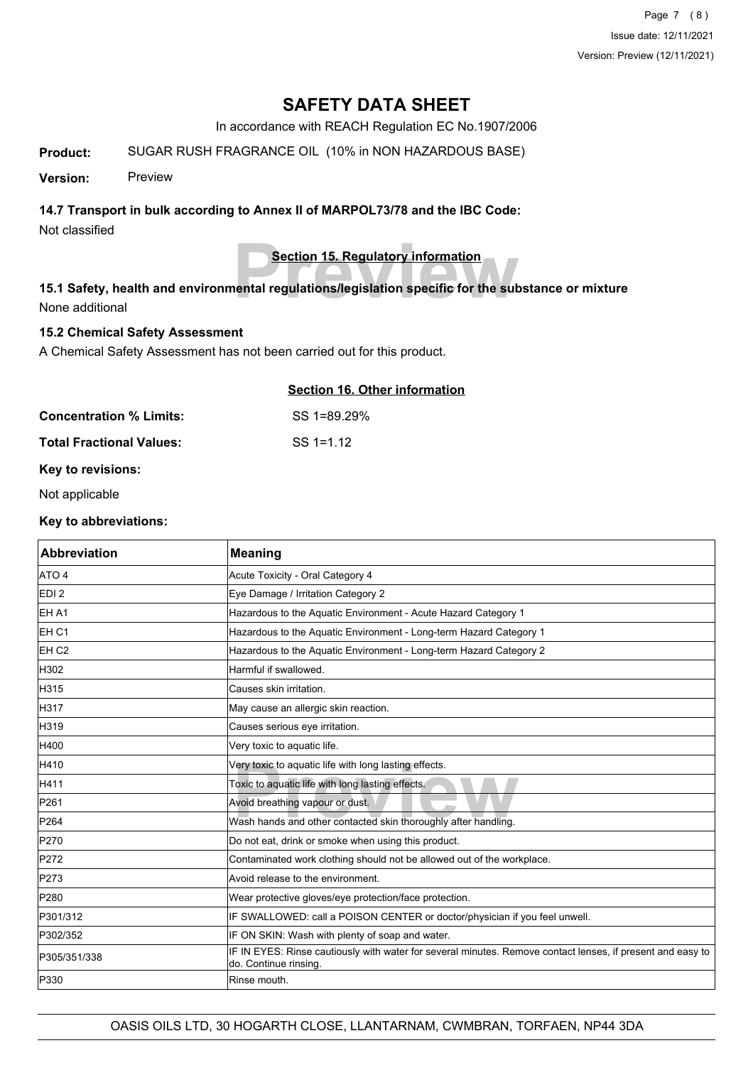# SAFETY DATA SHEET

In accordance with REACH Regulation EC No.1907/2006

**Product:** SUGAR RUSH FRAGRANCE OIL (10% in NON HAZARDOUS BASE)

**Version:** Preview

### 14.7 Transport in bulk according to Annex II of MARPOL73/78 and the IBC Code:

Not classified

## Section 15. Regulatory information

### 15.1 Safety, health and environmental regulations/legislation specific for the substance or mixture

None additional

### 15.2 Chemical Safety Assessment

A Chemical Safety Assessment has not been carried out for this product.

## Section 16. Other information

**Concentration % Limits:** SS 1=89.29%

**Total Fractional Values:** SS 1=1.12

**Key to revisions:**

Not applicable

**Key to abbreviations:**

| Abbreviation | Meaning |
|---|---|
| ATO 4 | Acute Toxicity - Oral Category 4 |
| EDI 2 | Eye Damage / Irritation Category 2 |
| EH A1 | Hazardous to the Aquatic Environment - Acute Hazard Category 1 |
| EH C1 | Hazardous to the Aquatic Environment - Long-term Hazard Category 1 |
| EH C2 | Hazardous to the Aquatic Environment - Long-term Hazard Category 2 |
| H302 | Harmful if swallowed. |
| H315 | Causes skin irritation. |
| H317 | May cause an allergic skin reaction. |
| H319 | Causes serious eye irritation. |
| H400 | Very toxic to aquatic life. |
| H410 | Very toxic to aquatic life with long lasting effects. |
| H411 | Toxic to aquatic life with long lasting effects. |
| P261 | Avoid breathing vapour or dust. |
| P264 | Wash hands and other contacted skin thoroughly after handling. |
| P270 | Do not eat, drink or smoke when using this product. |
| P272 | Contaminated work clothing should not be allowed out of the workplace. |
| P273 | Avoid release to the environment. |
| P280 | Wear protective gloves/eye protection/face protection. |
| P301/312 | IF SWALLOWED: call a POISON CENTER or doctor/physician if you feel unwell. |
| P302/352 | IF ON SKIN: Wash with plenty of soap and water. |
| P305/351/338 | IF IN EYES: Rinse cautiously with water for several minutes. Remove contact lenses, if present and easy to do. Continue rinsing. |
| P330 | Rinse mouth. |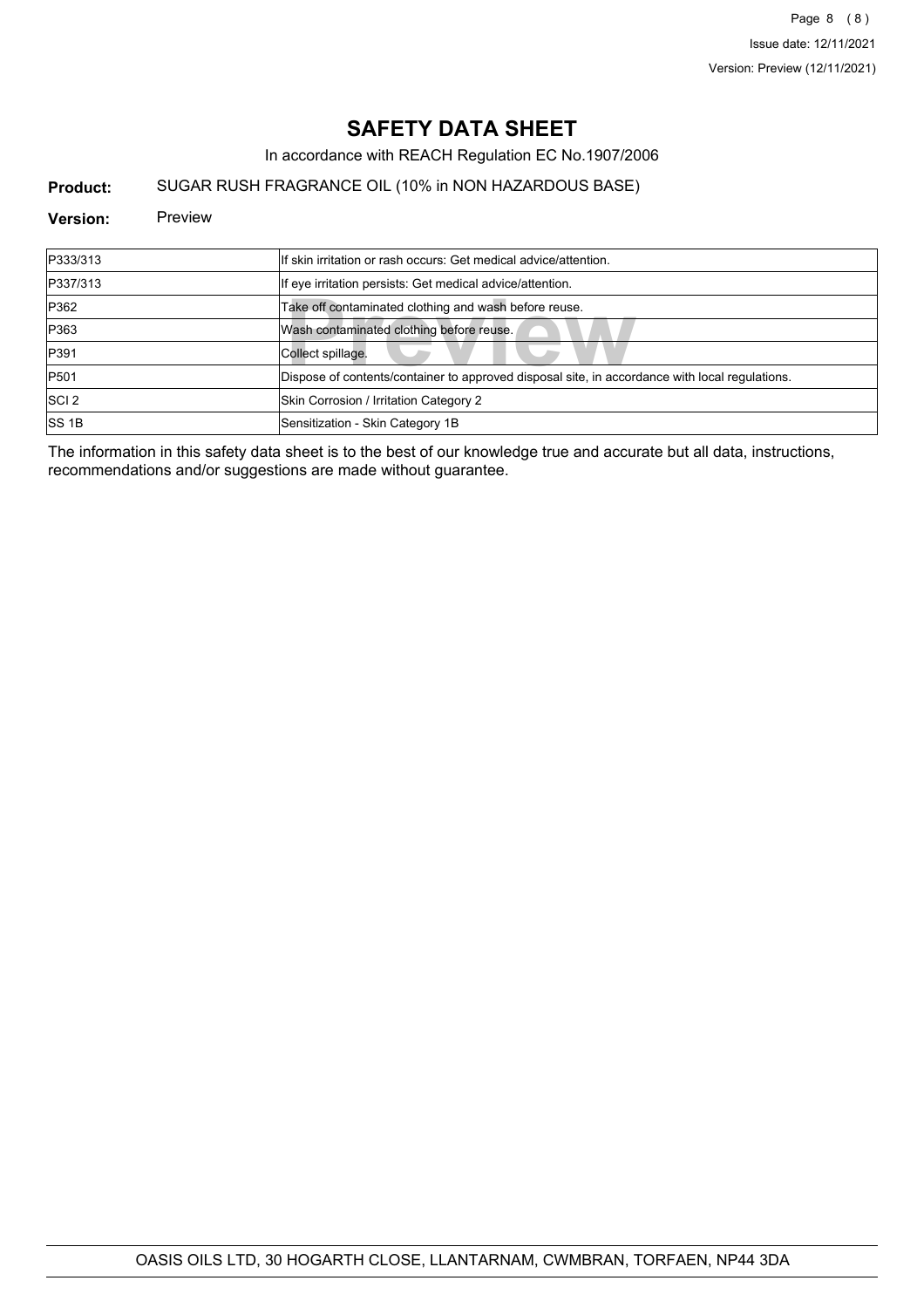# SAFETY DATA SHEET

In accordance with REACH Regulation EC No.1907/2006

**Product:** SUGAR RUSH FRAGRANCE OIL (10% in NON HAZARDOUS BASE)

**Version:** Preview

| | |
|---|---|
| P333/313 | If skin irritation or rash occurs: Get medical advice/attention. |
| P337/313 | If eye irritation persists: Get medical advice/attention. |
| P362 | Take off contaminated clothing and wash before reuse. |
| P363 | Wash contaminated clothing before reuse. |
| P391 | Collect spillage. |
| P501 | Dispose of contents/container to approved disposal site, in accordance with local regulations. |
| SCI 2 | Skin Corrosion / Irritation Category 2 |
| SS 1B | Sensitization - Skin Category 1B |

The information in this safety data sheet is to the best of our knowledge true and accurate but all data, instructions, recommendations and/or suggestions are made without guarantee.